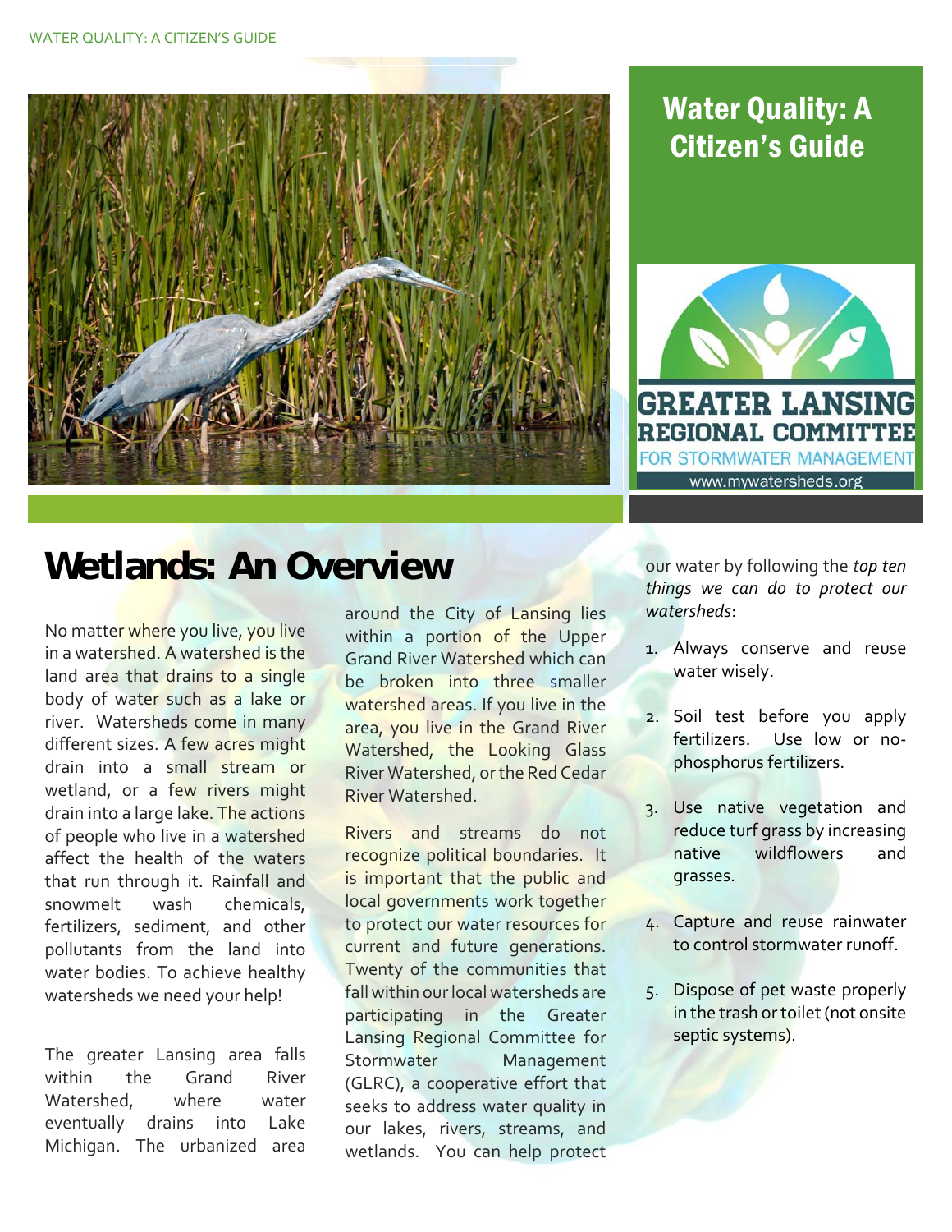# Water Quality: A Citizen's Guide

GREATER LANSING REGIONAL COMMITTEE FOR STORMWATER MANAGEMENT

www.mywatersheds.org

## Wetlands: An Overview

No matter where you live, you live in a watershed. A watershed is the land area that drains to a single body of water such as a lake or river. Watersheds come in many different sizes. A few acres might drain into a small stream or wetland, or a few rivers might drain into a large lake. The actions of people who live in a watershed affect the health of the waters that run through it. Rainfall and snowmelt wash chemicals, fertilizers, sediment, and other pollutants from the land into water bodies. To achieve healthy watersheds we need your help!

The greater Lansing area falls within the Grand River Watershed, where water eventually drains into Lake Michigan. The urbanized area around the City of Lansing lies within a portion of the Upper Grand River Watershed which can be broken into three smaller watershed areas. If you live in the area, you live in the Grand River Watershed, the Looking Glass River Watershed, or the Red Cedar River Watershed.

Rivers and streams do not recognize political boundaries. It is important that the public and local governments work together to protect our water resources for current and future generations. Twenty of the communities that fall within our local watersheds are participating in the Greater Lansing Regional Committee for Stormwater Management (GLRC), a cooperative effort that seeks to address water quality in our lakes, rivers, streams, and wetlands. You can help protect our water by following the *top ten things we can do to protect our watersheds*:

1. Always conserve and reuse water wisely.
2. Soil test before you apply fertilizers. Use low or no-phosphorus fertilizers.
3. Use native vegetation and reduce turf grass by increasing native wildflowers and grasses.
4. Capture and reuse rainwater to control stormwater runoff.
5. Dispose of pet waste properly in the trash or toilet (not onsite septic systems).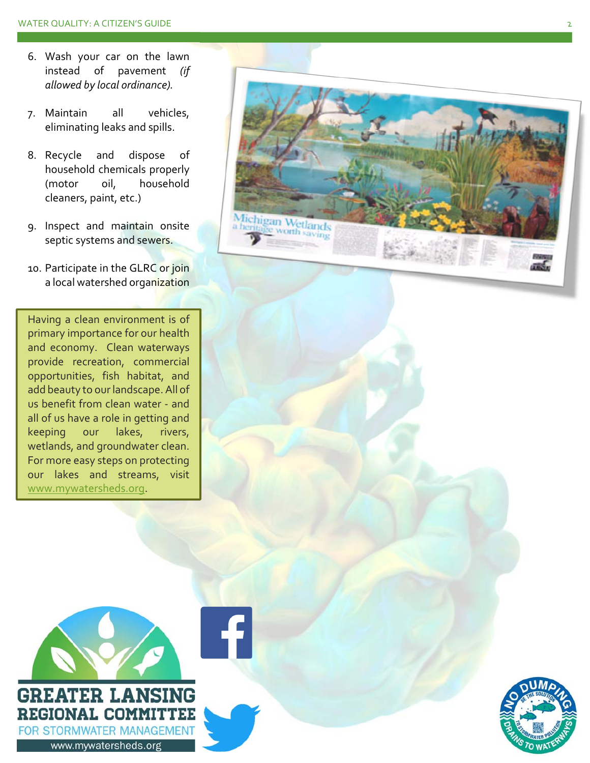6. Wash your car on the lawn instead of pavement *(if allowed by local ordinance).*

7. Maintain all vehicles, eliminating leaks and spills.

8. Recycle and dispose of household chemicals properly (motor oil, household cleaners, paint, etc.)

9. Inspect and maintain onsite septic systems and sewers.

10. Participate in the GLRC or join a local watershed organization

Having a clean environment is of primary importance for our health and economy. Clean waterways provide recreation, commercial opportunities, fish habitat, and add beauty to our landscape. All of us benefit from clean water - and all of us have a role in getting and keeping our lakes, rivers, wetlands, and groundwater clean. For more easy steps on protecting our lakes and streams, visit www.mywatersheds.org.

GREATER LANSING REGIONAL COMMITTEE FOR STORMWATER MANAGEMENT

www.mywatersheds.org